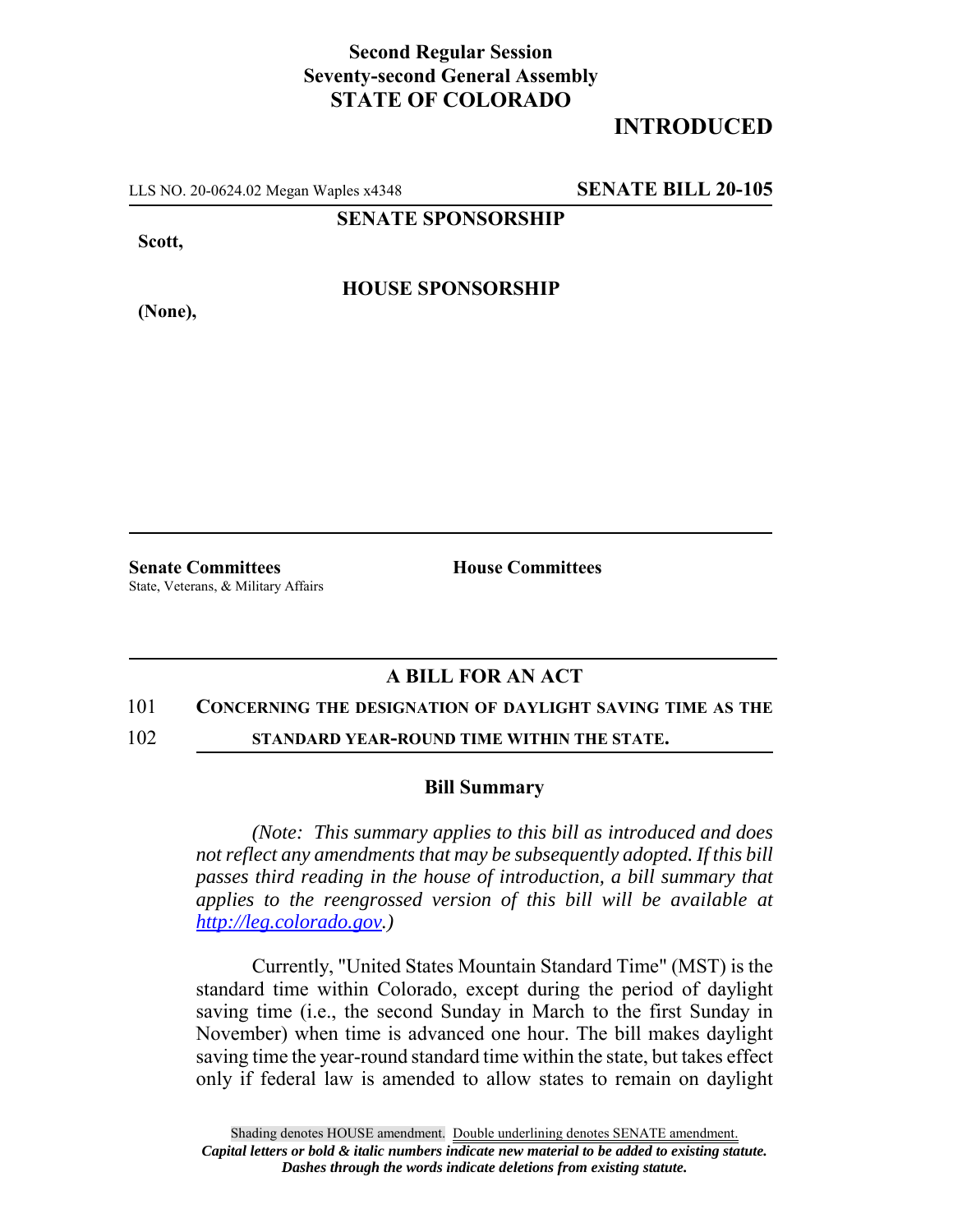**Second Regular Session**
**Seventy-second General Assembly**
**STATE OF COLORADO**

# INTRODUCED

LLS NO. 20-0624.02 Megan Waples x4348 **SENATE BILL 20-105**

**SENATE SPONSORSHIP**

**Scott,**

**HOUSE SPONSORSHIP**

**(None),**

**Senate Committees**
State, Veterans, & Military Affairs

**House Committees**

## A BILL FOR AN ACT

101 **CONCERNING THE DESIGNATION OF DAYLIGHT SAVING TIME AS THE**
102 **STANDARD YEAR-ROUND TIME WITHIN THE STATE.**

### Bill Summary

*(Note: This summary applies to this bill as introduced and does not reflect any amendments that may be subsequently adopted. If this bill passes third reading in the house of introduction, a bill summary that applies to the reengrossed version of this bill will be available at http://leg.colorado.gov.)*

Currently, "United States Mountain Standard Time" (MST) is the standard time within Colorado, except during the period of daylight saving time (i.e., the second Sunday in March to the first Sunday in November) when time is advanced one hour. The bill makes daylight saving time the year-round standard time within the state, but takes effect only if federal law is amended to allow states to remain on daylight

Shading denotes HOUSE amendment. Double underlining denotes SENATE amendment.
*Capital letters or bold & italic numbers indicate new material to be added to existing statute.*
*Dashes through the words indicate deletions from existing statute.*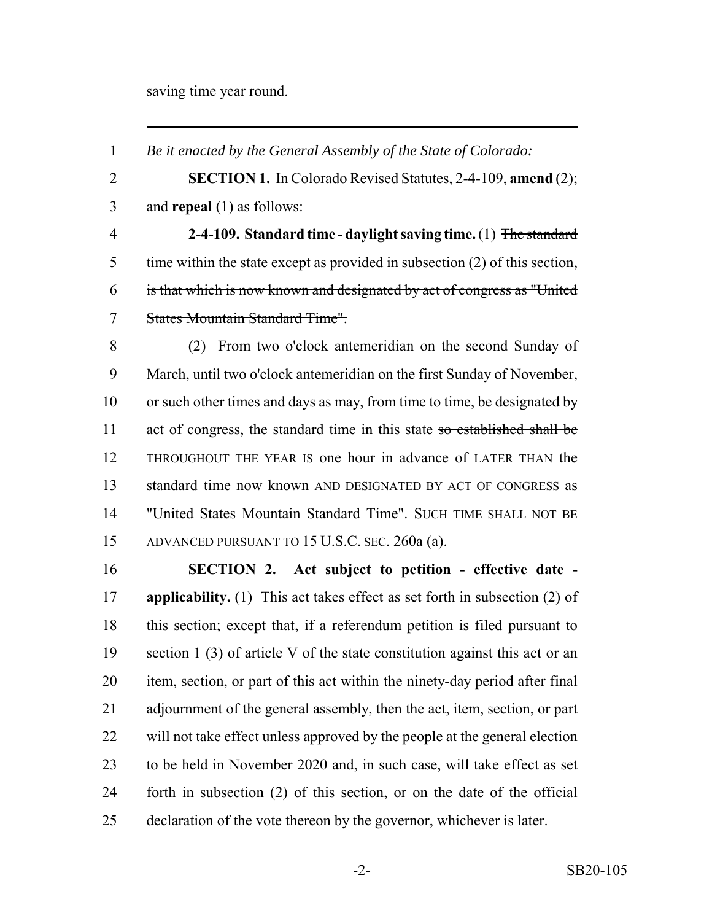saving time year round.

---

*Be it enacted by the General Assembly of the State of Colorado:*

**SECTION 1.** In Colorado Revised Statutes, 2-4-109, **amend** (2); and **repeal** (1) as follows:

**2-4-109. Standard time - daylight saving time.** (1) ~~The standard time within the state except as provided in subsection (2) of this section, is that which is now known and designated by act of congress as "United States Mountain Standard Time".~~

(2) From two o'clock antemeridian on the second Sunday of March, until two o'clock antemeridian on the first Sunday of November, or such other times and days as may, from time to time, be designated by act of congress, the standard time in this state ~~so established shall be~~ THROUGHOUT THE YEAR IS one hour ~~in advance of~~ LATER THAN the standard time now known AND DESIGNATED BY ACT OF CONGRESS as "United States Mountain Standard Time". SUCH TIME SHALL NOT BE ADVANCED PURSUANT TO 15 U.S.C. SEC. 260a (a).

**SECTION 2. Act subject to petition - effective date - applicability.** (1) This act takes effect as set forth in subsection (2) of this section; except that, if a referendum petition is filed pursuant to section 1 (3) of article V of the state constitution against this act or an item, section, or part of this act within the ninety-day period after final adjournment of the general assembly, then the act, item, section, or part will not take effect unless approved by the people at the general election to be held in November 2020 and, in such case, will take effect as set forth in subsection (2) of this section, or on the date of the official declaration of the vote thereon by the governor, whichever is later.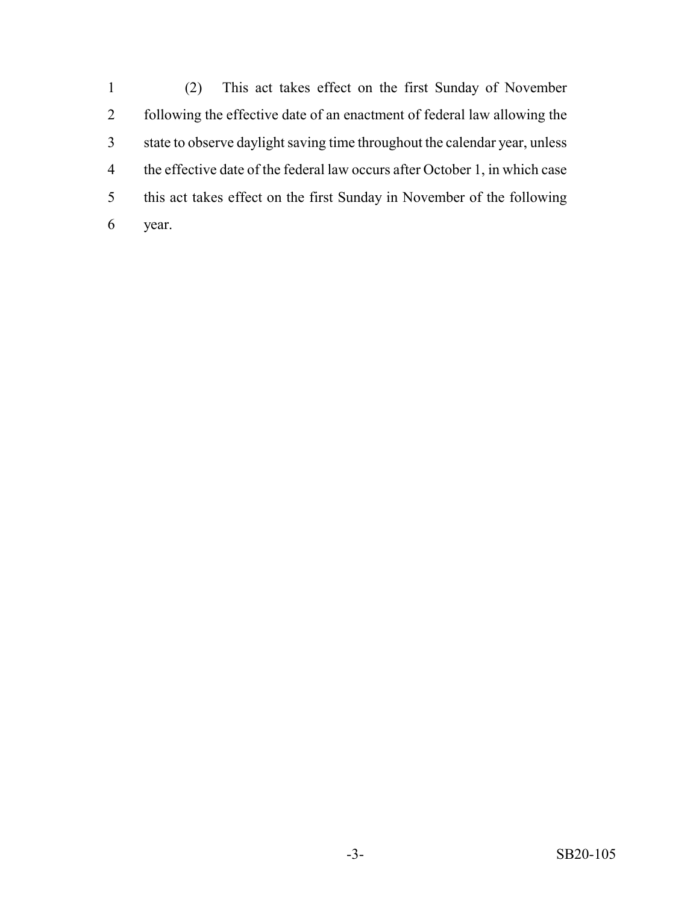(2) This act takes effect on the first Sunday of November following the effective date of an enactment of federal law allowing the state to observe daylight saving time throughout the calendar year, unless the effective date of the federal law occurs after October 1, in which case this act takes effect on the first Sunday in November of the following year.